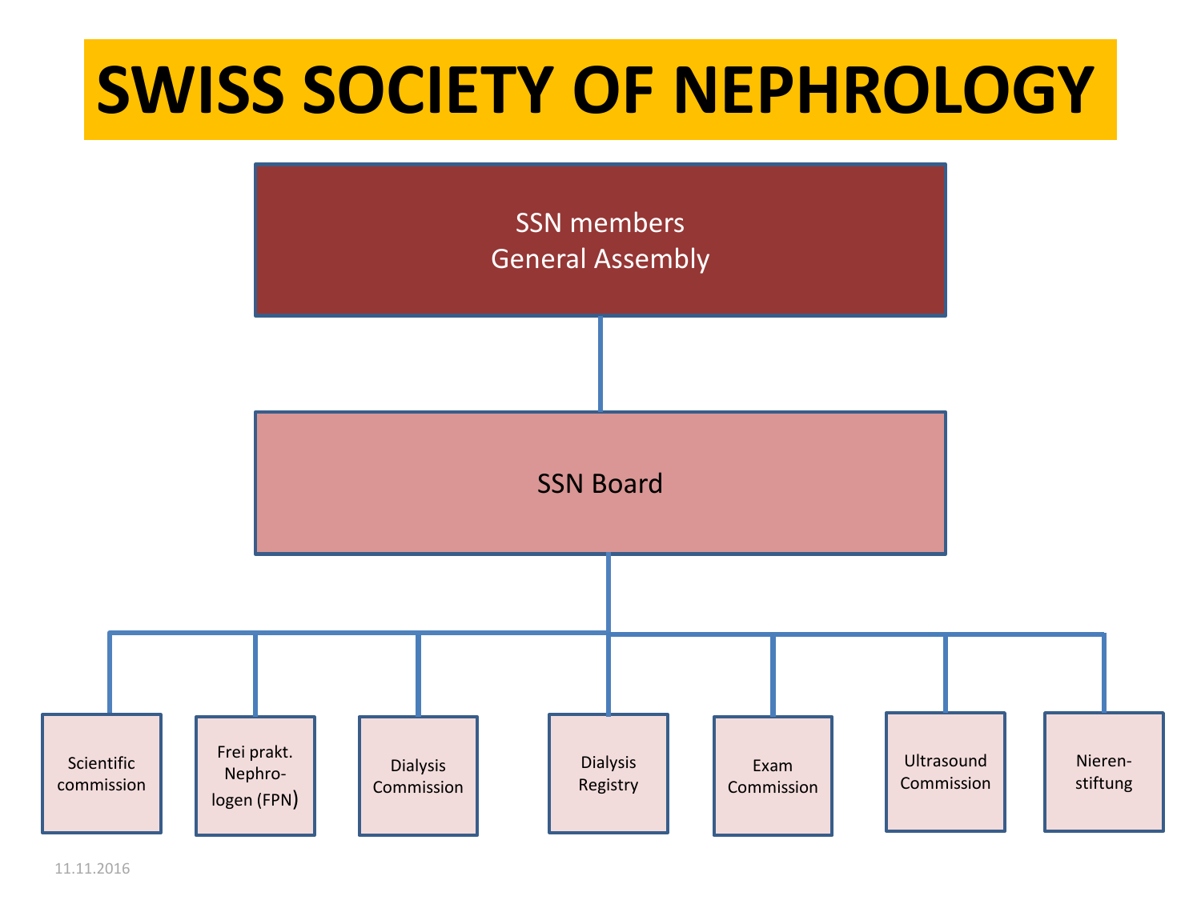# SWISS SOCIETY OF NEPHROLOGY

**SSN members**
**General Assembly**

↓

**SSN Board**

↓

- Scientific commission
- Frei prakt. Nephrologen (FPN)
- Dialysis Commission
- Dialysis Registry
- Exam Commission
- Ultrasound Commission
- Nierenstiftung

11.11.2016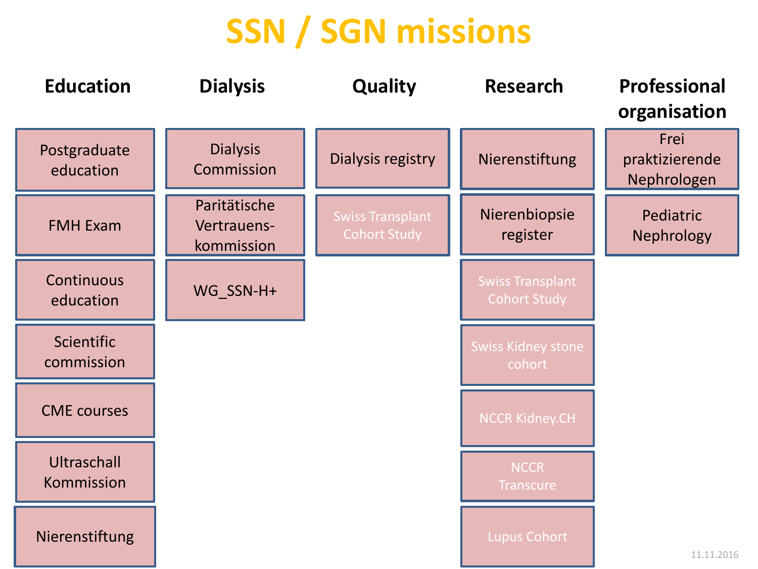# SSN / SGN missions

| Education | Dialysis | Quality | Research | Professional organisation |
| --- | --- | --- | --- | --- |
| Postgraduate education | Dialysis Commission | Dialysis registry | Nierenstiftung | Frei praktizierende Nephrologen |
| FMH Exam | Paritätische Vertrauens-kommission | Swiss Transplant Cohort Study | Nierenbiopsie register | Pediatric Nephrology |
| Continuous education | WG_SSN-H+ | | Swiss Transplant Cohort Study | |
| Scientific commission | | | Swiss Kidney stone cohort | |
| CME courses | | | NCCR Kidney.CH | |
| Ultraschall Kommission | | | NCCR Transcure | |
| Nierenstiftung | | | Lupus Cohort | |

11.11.2016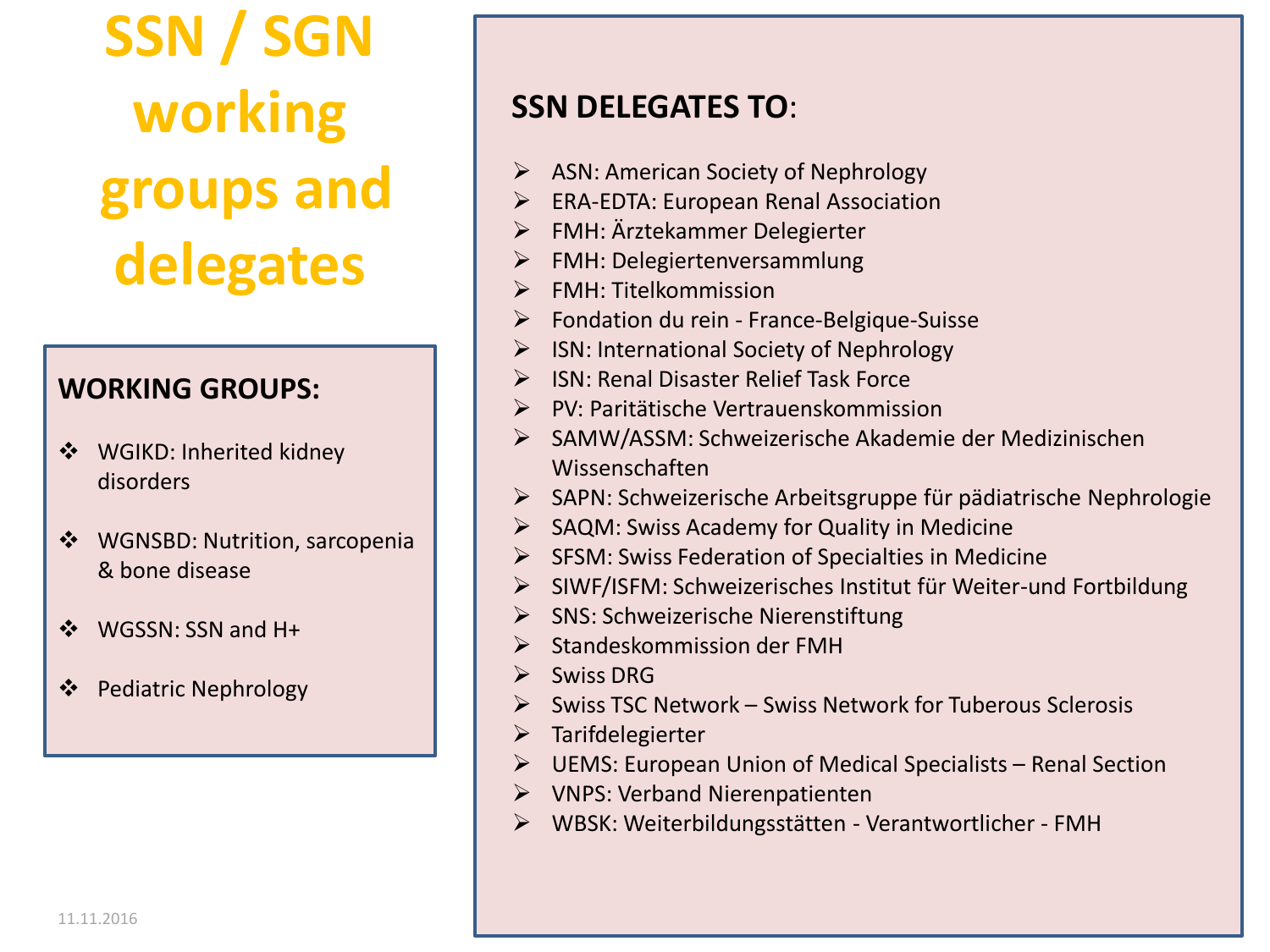# SSN / SGN working groups and delegates

## WORKING GROUPS:

- WGIKD: Inherited kidney disorders
- WGNSBD: Nutrition, sarcopenia & bone disease
- WGSSN: SSN and H+
- Pediatric Nephrology

## SSN DELEGATES TO:

- ASN: American Society of Nephrology
- ERA-EDTA: European Renal Association
- FMH: Ärztekammer Delegierter
- FMH: Delegiertenversammlung
- FMH: Titelkommission
- Fondation du rein - France-Belgique-Suisse
- ISN: International Society of Nephrology
- ISN: Renal Disaster Relief Task Force
- PV: Paritätische Vertrauenskommission
- SAMW/ASSM: Schweizerische Akademie der Medizinischen Wissenschaften
- SAPN: Schweizerische Arbeitsgruppe für pädiatrische Nephrologie
- SAQM: Swiss Academy for Quality in Medicine
- SFSM: Swiss Federation of Specialties in Medicine
- SIWF/ISFM: Schweizerisches Institut für Weiter-und Fortbildung
- SNS: Schweizerische Nierenstiftung
- Standeskommission der FMH
- Swiss DRG
- Swiss TSC Network – Swiss Network for Tuberous Sclerosis
- Tarifdelegierter
- UEMS: European Union of Medical Specialists – Renal Section
- VNPS: Verband Nierenpatienten
- WBSK: Weiterbildungsstätten - Verantwortlicher - FMH

11.11.2016